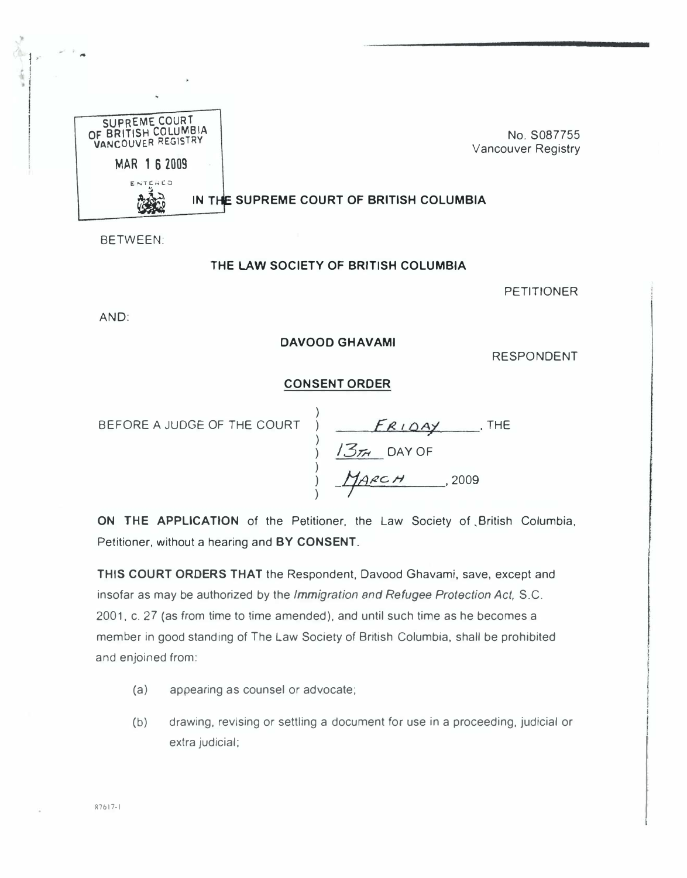SUPREME COURT OF BRITISH COLUMBIA
VANCOUVER REGISTRY

MAR 16 2009

ENTERED

No. S087755
Vancouver Registry

# IN THE SUPREME COURT OF BRITISH COLUMBIA

BETWEEN:

**THE LAW SOCIETY OF BRITISH COLUMBIA**

PETITIONER

AND:

**DAVOOD GHAVAMI**

RESPONDENT

**CONSENT ORDER**

BEFORE A JUDGE OF THE COURT ) FRIDAY, THE 13TH DAY OF MARCH, 2009

**ON THE APPLICATION** of the Petitioner, the Law Society of British Columbia, Petitioner, without a hearing and **BY CONSENT**.

**THIS COURT ORDERS THAT** the Respondent, Davood Ghavami, save, except and insofar as may be authorized by the *Immigration and Refugee Protection Act*, S.C. 2001, c. 27 (as from time to time amended), and until such time as he becomes a member in good standing of The Law Society of British Columbia, shall be prohibited and enjoined from:

(a) appearing as counsel or advocate;

(b) drawing, revising or settling a document for use in a proceeding, judicial or extra judicial;

87617-1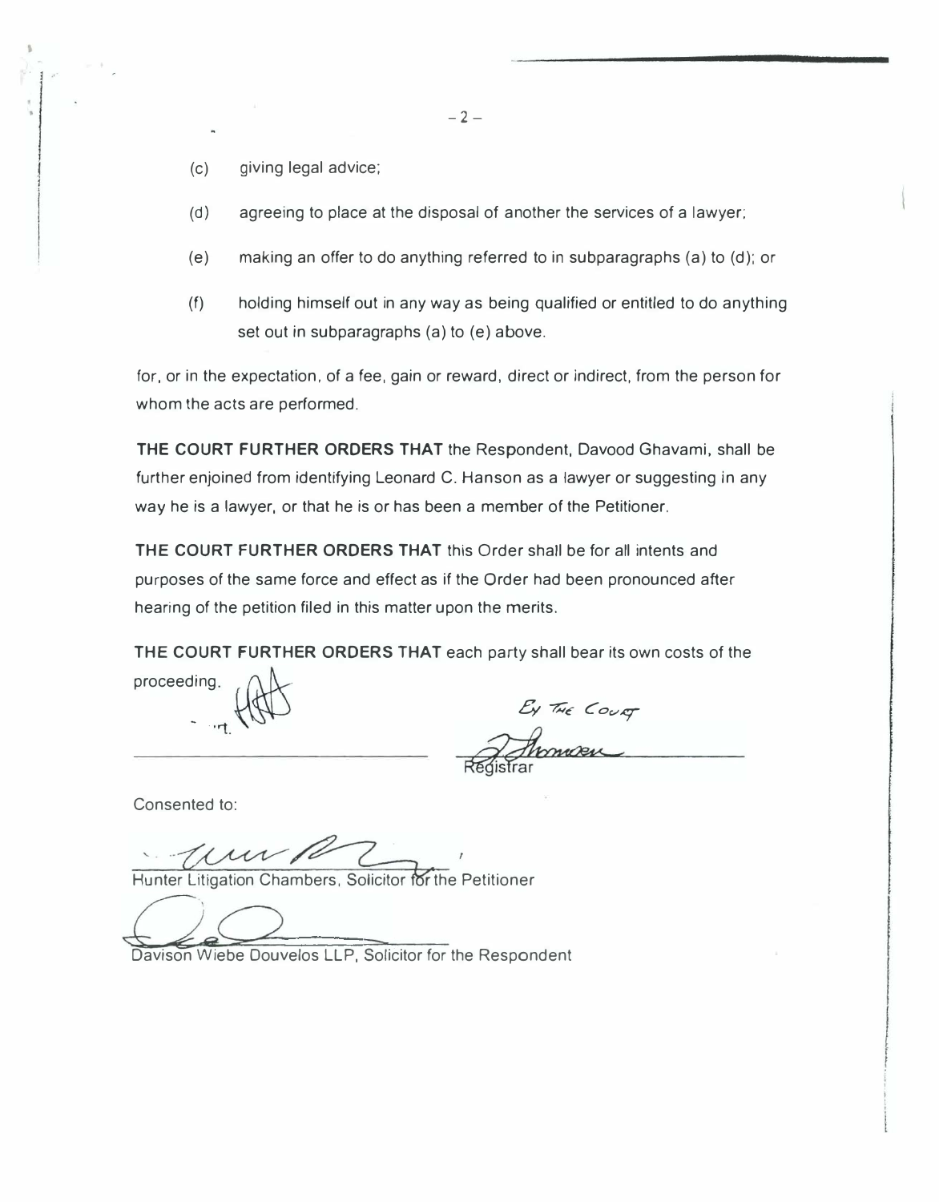(c) giving legal advice;

(d) agreeing to place at the disposal of another the services of a lawyer;

(e) making an offer to do anything referred to in subparagraphs (a) to (d); or

(f) holding himself out in any way as being qualified or entitled to do anything set out in subparagraphs (a) to (e) above.

for, or in the expectation, of a fee, gain or reward, direct or indirect, from the person for whom the acts are performed.

**THE COURT FURTHER ORDERS THAT** the Respondent, Davood Ghavami, shall be further enjoined from identifying Leonard C. Hanson as a lawyer or suggesting in any way he is a lawyer, or that he is or has been a member of the Petitioner.

**THE COURT FURTHER ORDERS THAT** this Order shall be for all intents and purposes of the same force and effect as if the Order had been pronounced after hearing of the petition filed in this matter upon the merits.

**THE COURT FURTHER ORDERS THAT** each party shall bear its own costs of the proceeding.

By The Court

Registrar

Consented to:

Hunter Litigation Chambers, Solicitor for the Petitioner

Davison Wiebe Douvelos LLP, Solicitor for the Respondent